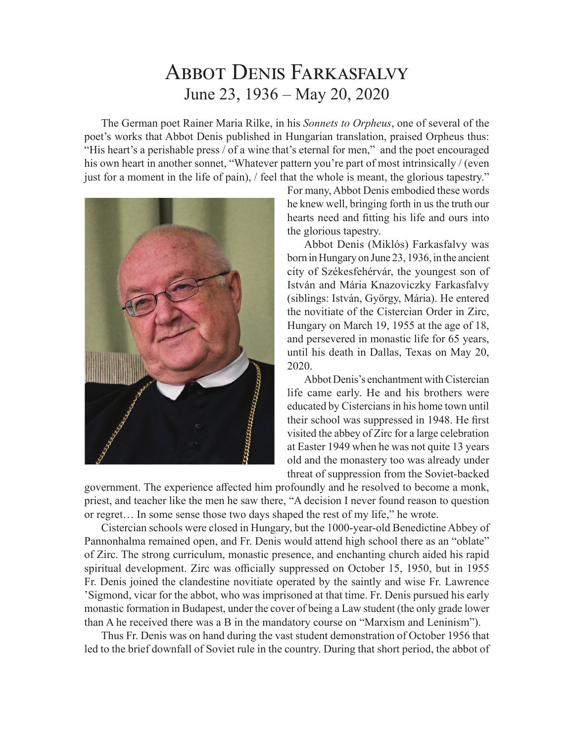# Abbot Denis Farkasfalvy

June 23, 1936 – May 20, 2020

The German poet Rainer Maria Rilke, in his *Sonnets to Orpheus*, one of several of the poet's works that Abbot Denis published in Hungarian translation, praised Orpheus thus: "His heart's a perishable press / of a wine that's eternal for men," and the poet encouraged his own heart in another sonnet, "Whatever pattern you're part of most intrinsically / (even just for a moment in the life of pain), / feel that the whole is meant, the glorious tapestry." For many, Abbot Denis embodied these words he knew well, bringing forth in us the truth our hearts need and fitting his life and ours into the glorious tapestry.

Abbot Denis (Miklós) Farkasfalvy was born in Hungary on June 23, 1936, in the ancient city of Székesfehérvár, the youngest son of István and Mária Knazoviczky Farkasfalvy (siblings: István, György, Mária). He entered the novitiate of the Cistercian Order in Zirc, Hungary on March 19, 1955 at the age of 18, and persevered in monastic life for 65 years, until his death in Dallas, Texas on May 20, 2020.

Abbot Denis's enchantment with Cistercian life came early. He and his brothers were educated by Cistercians in his home town until their school was suppressed in 1948. He first visited the abbey of Zirc for a large celebration at Easter 1949 when he was not quite 13 years old and the monastery too was already under threat of suppression from the Soviet-backed government. The experience affected him profoundly and he resolved to become a monk, priest, and teacher like the men he saw there, "A decision I never found reason to question or regret… In some sense those two days shaped the rest of my life," he wrote.

Cistercian schools were closed in Hungary, but the 1000-year-old Benedictine Abbey of Pannonhalma remained open, and Fr. Denis would attend high school there as an "oblate" of Zirc. The strong curriculum, monastic presence, and enchanting church aided his rapid spiritual development. Zirc was officially suppressed on October 15, 1950, but in 1955 Fr. Denis joined the clandestine novitiate operated by the saintly and wise Fr. Lawrence 'Sigmond, vicar for the abbot, who was imprisoned at that time. Fr. Denis pursued his early monastic formation in Budapest, under the cover of being a Law student (the only grade lower than A he received there was a B in the mandatory course on "Marxism and Leninism").

Thus Fr. Denis was on hand during the vast student demonstration of October 1956 that led to the brief downfall of Soviet rule in the country. During that short period, the abbot of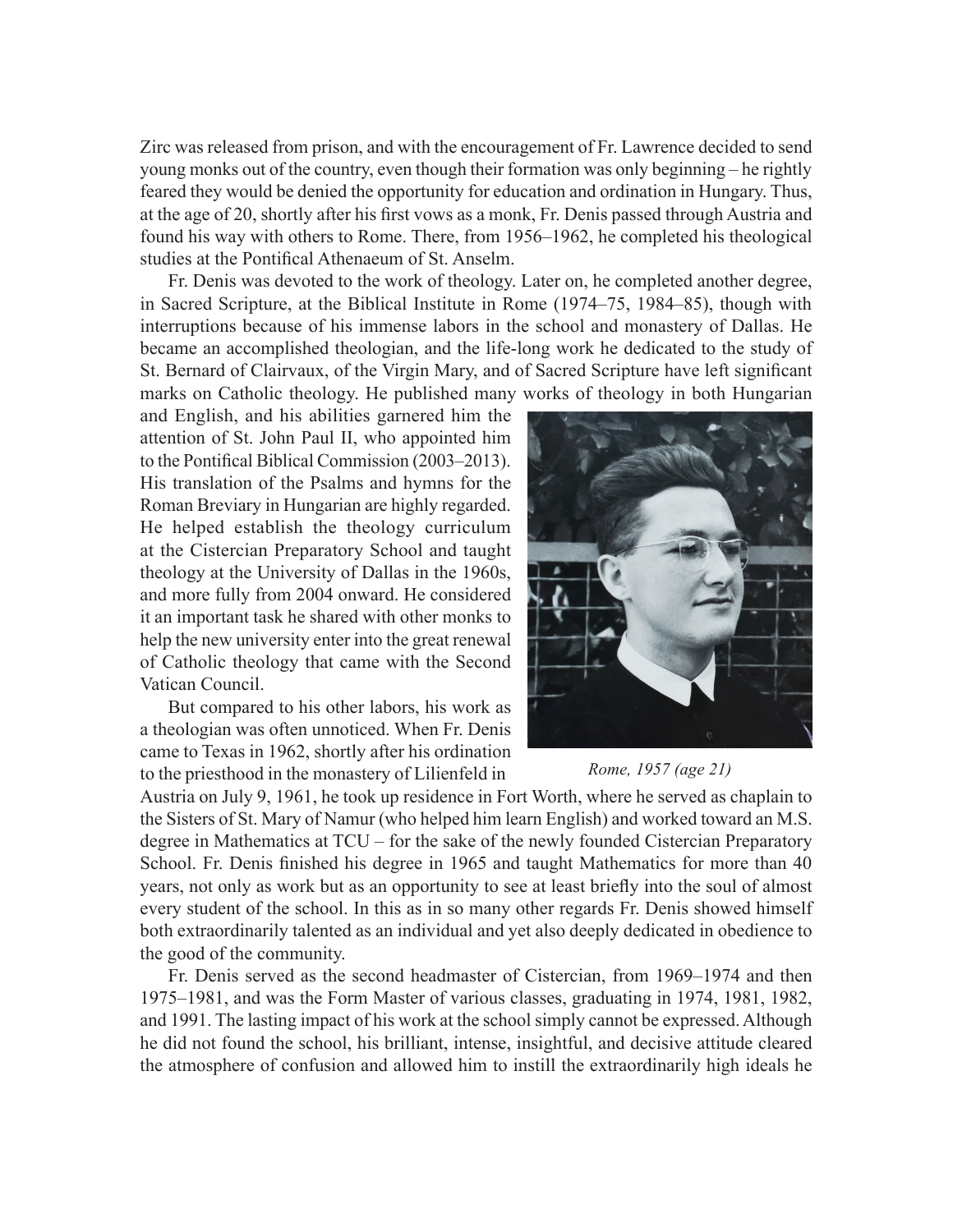Zirc was released from prison, and with the encouragement of Fr. Lawrence decided to send young monks out of the country, even though their formation was only beginning – he rightly feared they would be denied the opportunity for education and ordination in Hungary. Thus, at the age of 20, shortly after his first vows as a monk, Fr. Denis passed through Austria and found his way with others to Rome. There, from 1956–1962, he completed his theological studies at the Pontifical Athenaeum of St. Anselm.

Fr. Denis was devoted to the work of theology. Later on, he completed another degree, in Sacred Scripture, at the Biblical Institute in Rome (1974–75, 1984–85), though with interruptions because of his immense labors in the school and monastery of Dallas. He became an accomplished theologian, and the life-long work he dedicated to the study of St. Bernard of Clairvaux, of the Virgin Mary, and of Sacred Scripture have left significant marks on Catholic theology. He published many works of theology in both Hungarian and English, and his abilities garnered him the attention of St. John Paul II, who appointed him to the Pontifical Biblical Commission (2003–2013). His translation of the Psalms and hymns for the Roman Breviary in Hungarian are highly regarded. He helped establish the theology curriculum at the Cistercian Preparatory School and taught theology at the University of Dallas in the 1960s, and more fully from 2004 onward. He considered it an important task he shared with other monks to help the new university enter into the great renewal of Catholic theology that came with the Second Vatican Council.

*Rome, 1957 (age 21)*

But compared to his other labors, his work as a theologian was often unnoticed. When Fr. Denis came to Texas in 1962, shortly after his ordination to the priesthood in the monastery of Lilienfeld in Austria on July 9, 1961, he took up residence in Fort Worth, where he served as chaplain to the Sisters of St. Mary of Namur (who helped him learn English) and worked toward an M.S. degree in Mathematics at TCU – for the sake of the newly founded Cistercian Preparatory School. Fr. Denis finished his degree in 1965 and taught Mathematics for more than 40 years, not only as work but as an opportunity to see at least briefly into the soul of almost every student of the school. In this as in so many other regards Fr. Denis showed himself both extraordinarily talented as an individual and yet also deeply dedicated in obedience to the good of the community.

Fr. Denis served as the second headmaster of Cistercian, from 1969–1974 and then 1975–1981, and was the Form Master of various classes, graduating in 1974, 1981, 1982, and 1991. The lasting impact of his work at the school simply cannot be expressed. Although he did not found the school, his brilliant, intense, insightful, and decisive attitude cleared the atmosphere of confusion and allowed him to instill the extraordinarily high ideals he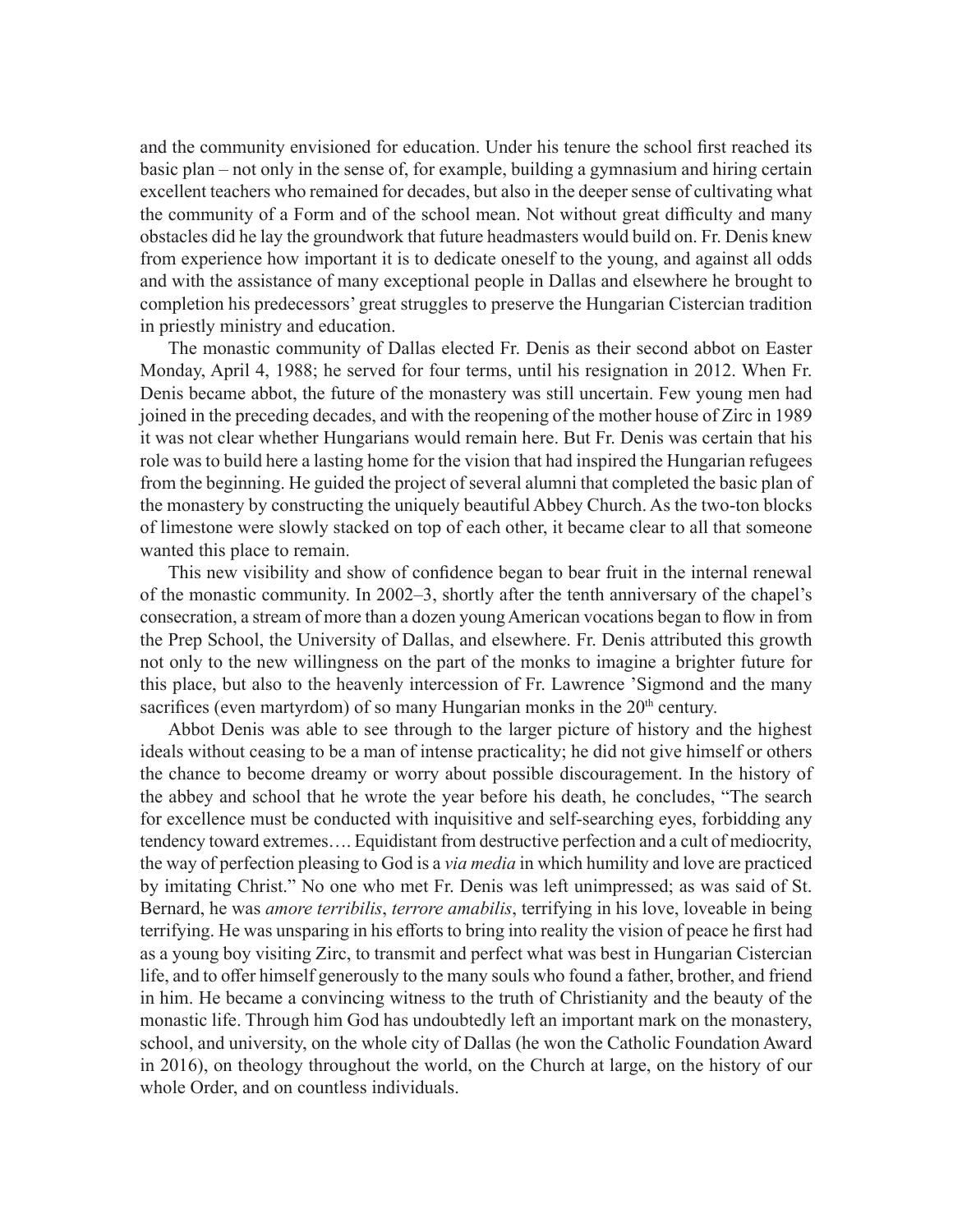and the community envisioned for education. Under his tenure the school first reached its basic plan – not only in the sense of, for example, building a gymnasium and hiring certain excellent teachers who remained for decades, but also in the deeper sense of cultivating what the community of a Form and of the school mean. Not without great difficulty and many obstacles did he lay the groundwork that future headmasters would build on. Fr. Denis knew from experience how important it is to dedicate oneself to the young, and against all odds and with the assistance of many exceptional people in Dallas and elsewhere he brought to completion his predecessors' great struggles to preserve the Hungarian Cistercian tradition in priestly ministry and education.

The monastic community of Dallas elected Fr. Denis as their second abbot on Easter Monday, April 4, 1988; he served for four terms, until his resignation in 2012. When Fr. Denis became abbot, the future of the monastery was still uncertain. Few young men had joined in the preceding decades, and with the reopening of the mother house of Zirc in 1989 it was not clear whether Hungarians would remain here. But Fr. Denis was certain that his role was to build here a lasting home for the vision that had inspired the Hungarian refugees from the beginning. He guided the project of several alumni that completed the basic plan of the monastery by constructing the uniquely beautiful Abbey Church. As the two-ton blocks of limestone were slowly stacked on top of each other, it became clear to all that someone wanted this place to remain.

This new visibility and show of confidence began to bear fruit in the internal renewal of the monastic community. In 2002–3, shortly after the tenth anniversary of the chapel's consecration, a stream of more than a dozen young American vocations began to flow in from the Prep School, the University of Dallas, and elsewhere. Fr. Denis attributed this growth not only to the new willingness on the part of the monks to imagine a brighter future for this place, but also to the heavenly intercession of Fr. Lawrence 'Sigmond and the many sacrifices (even martyrdom) of so many Hungarian monks in the 20th century.

Abbot Denis was able to see through to the larger picture of history and the highest ideals without ceasing to be a man of intense practicality; he did not give himself or others the chance to become dreamy or worry about possible discouragement. In the history of the abbey and school that he wrote the year before his death, he concludes, "The search for excellence must be conducted with inquisitive and self-searching eyes, forbidding any tendency toward extremes…. Equidistant from destructive perfection and a cult of mediocrity, the way of perfection pleasing to God is a *via media* in which humility and love are practiced by imitating Christ." No one who met Fr. Denis was left unimpressed; as was said of St. Bernard, he was *amore terribilis*, *terrore amabilis*, terrifying in his love, loveable in being terrifying. He was unsparing in his efforts to bring into reality the vision of peace he first had as a young boy visiting Zirc, to transmit and perfect what was best in Hungarian Cistercian life, and to offer himself generously to the many souls who found a father, brother, and friend in him. He became a convincing witness to the truth of Christianity and the beauty of the monastic life. Through him God has undoubtedly left an important mark on the monastery, school, and university, on the whole city of Dallas (he won the Catholic Foundation Award in 2016), on theology throughout the world, on the Church at large, on the history of our whole Order, and on countless individuals.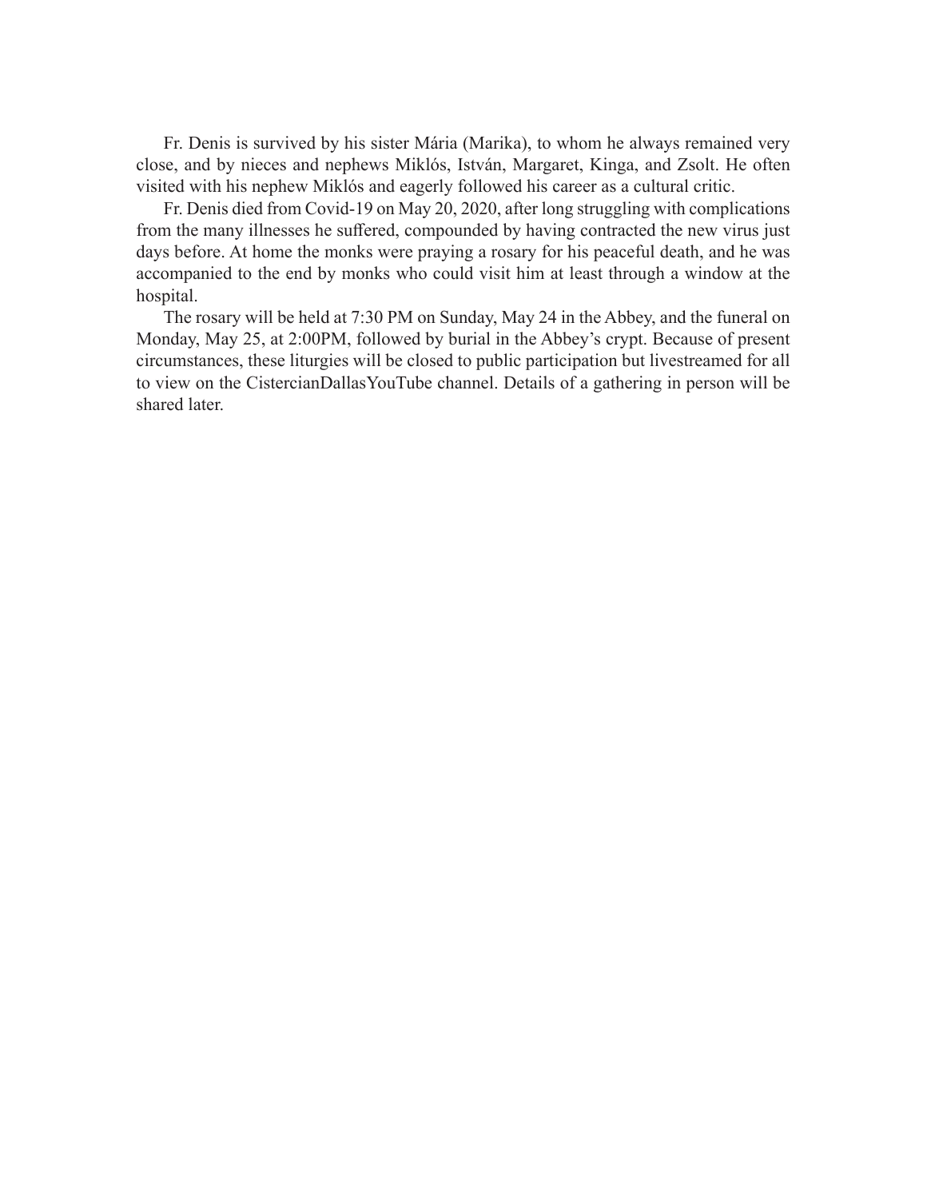Fr. Denis is survived by his sister Mária (Marika), to whom he always remained very close, and by nieces and nephews Miklós, István, Margaret, Kinga, and Zsolt. He often visited with his nephew Miklós and eagerly followed his career as a cultural critic.

Fr. Denis died from Covid-19 on May 20, 2020, after long struggling with complications from the many illnesses he suffered, compounded by having contracted the new virus just days before. At home the monks were praying a rosary for his peaceful death, and he was accompanied to the end by monks who could visit him at least through a window at the hospital.

The rosary will be held at 7:30 PM on Sunday, May 24 in the Abbey, and the funeral on Monday, May 25, at 2:00PM, followed by burial in the Abbey's crypt. Because of present circumstances, these liturgies will be closed to public participation but livestreamed for all to view on the CistercianDallasYouTube channel. Details of a gathering in person will be shared later.